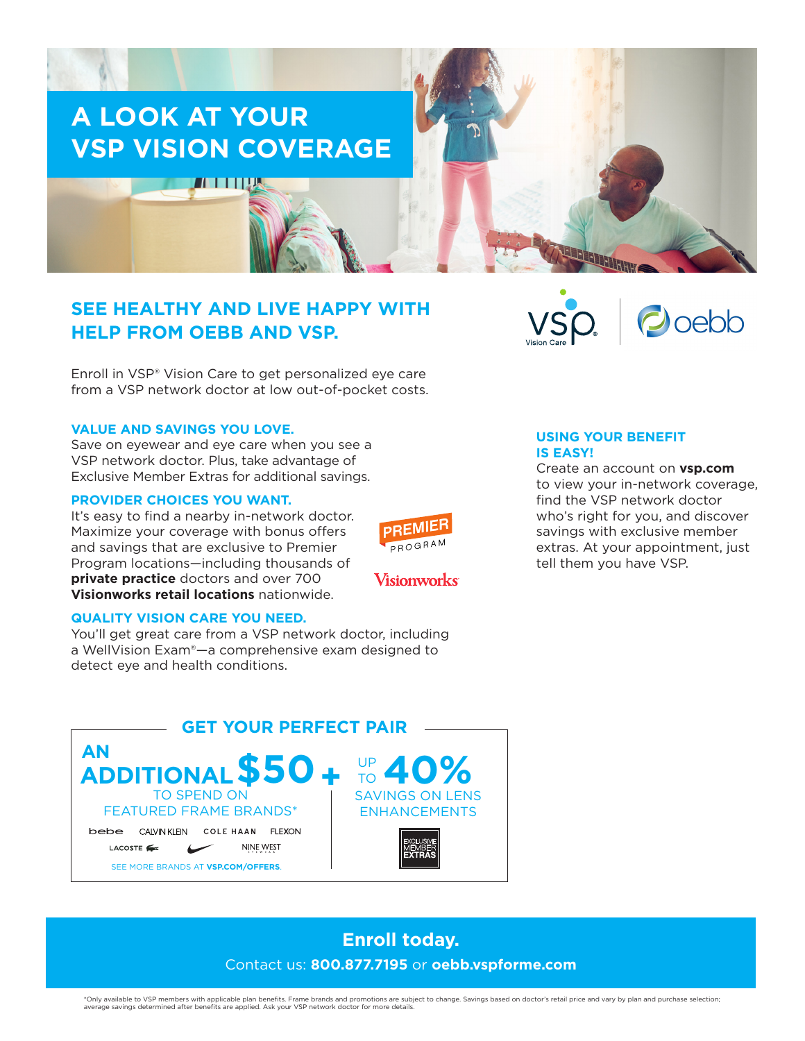# A LOOK AT YOUR VSP VISION COVERAGE

## SEE HEALTHY AND LIVE HAPPY WITH HELP FROM OEBB AND VSP.

Enroll in VSP® Vision Care to get personalized eye care from a VSP network doctor at low out-of-pocket costs.

### VALUE AND SAVINGS YOU LOVE.

Save on eyewear and eye care when you see a VSP network doctor. Plus, take advantage of Exclusive Member Extras for additional savings.

### PROVIDER CHOICES YOU WANT.

It's easy to find a nearby in-network doctor. Maximize your coverage with bonus offers and savings that are exclusive to Premier Program locations—including thousands of **private practice** doctors and over 700 **Visionworks retail locations** nationwide.

PREMIER PROGRAM

Visionworks

### QUALITY VISION CARE YOU NEED.

You'll get great care from a VSP network doctor, including a WellVision Exam®—a comprehensive exam designed to detect eye and health conditions.

### USING YOUR BENEFIT IS EASY!

Create an account on **vsp.com** to view your in-network coverage, find the VSP network doctor who's right for you, and discover savings with exclusive member extras. At your appointment, just tell them you have VSP.

## GET YOUR PERFECT PAIR

**AN ADDITIONAL $50** TO SPEND ON FEATURED FRAME BRANDS*

bebe · CALVIN KLEIN · COLE HAAN · FLEXON · LACOSTE · Nike · NINE WEST

SEE MORE BRANDS AT **VSP.COM/OFFERS**.

\+

**UP TO 40%** SAVINGS ON LENS ENHANCEMENTS

EXCLUSIVE MEMBER EXTRAS

## Enroll today.

Contact us: **800.877.7195** or **oebb.vspforme.com**

*Only available to VSP members with applicable plan benefits. Frame brands and promotions are subject to change. Savings based on doctor's retail price and vary by plan and purchase selection; average savings determined after benefits are applied. Ask your VSP network doctor for more details.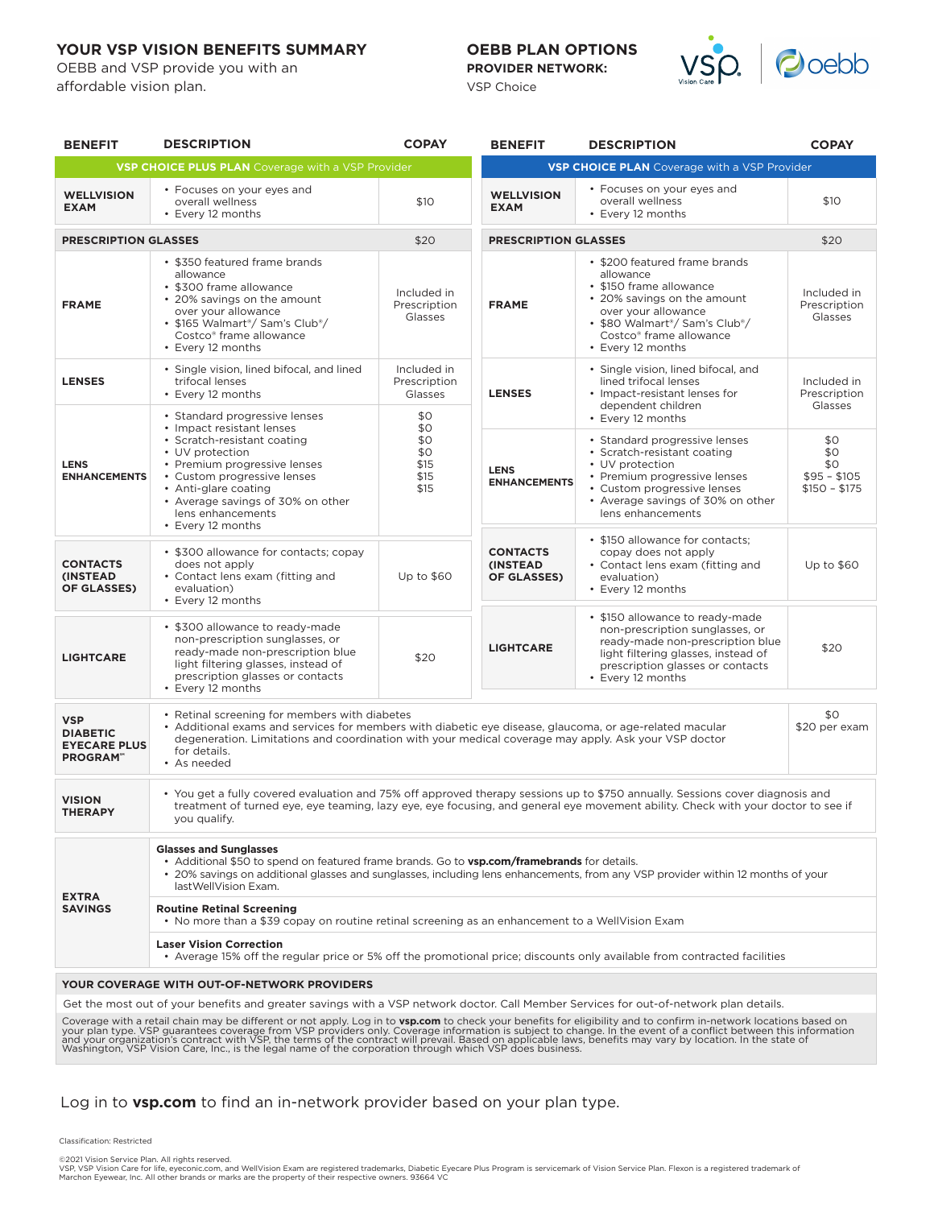# YOUR VSP VISION BENEFITS SUMMARY

OEBB and VSP provide you with an affordable vision plan.

## OEBB PLAN OPTIONS

**PROVIDER NETWORK:**
VSP Choice

### VSP CHOICE PLUS PLAN Coverage with a VSP Provider

| BENEFIT | DESCRIPTION | COPAY |
|---|---|---|
| **WELLVISION EXAM** | • Focuses on your eyes and overall wellness<br>• Every 12 months | $10 |
| **PRESCRIPTION GLASSES** | | $20 |
| **FRAME** | • $350 featured frame brands allowance<br>• $300 frame allowance<br>• 20% savings on the amount over your allowance<br>• $165 Walmart®/ Sam's Club®/ Costco® frame allowance<br>• Every 12 months | Included in Prescription Glasses |
| **LENSES** | • Single vision, lined bifocal, and lined trifocal lenses<br>• Every 12 months | Included in Prescription Glasses |
| **LENS ENHANCEMENTS** | • Standard progressive lenses<br>• Impact resistant lenses<br>• Scratch-resistant coating<br>• UV protection<br>• Premium progressive lenses<br>• Custom progressive lenses<br>• Anti-glare coating<br>• Average savings of 30% on other lens enhancements<br>• Every 12 months | $0<br>$0<br>$0<br>$0<br>$15<br>$15<br>$15 |
| **CONTACTS (INSTEAD OF GLASSES)** | • $300 allowance for contacts; copay does not apply<br>• Contact lens exam (fitting and evaluation)<br>• Every 12 months | Up to $60 |
| **LIGHTCARE** | • $300 allowance to ready-made non-prescription sunglasses, or ready-made non-prescription blue light filtering glasses, instead of prescription glasses or contacts<br>• Every 12 months | $20 |

### VSP CHOICE PLAN Coverage with a VSP Provider

| BENEFIT | DESCRIPTION | COPAY |
|---|---|---|
| **WELLVISION EXAM** | • Focuses on your eyes and overall wellness<br>• Every 12 months | $10 |
| **PRESCRIPTION GLASSES** | | $20 |
| **FRAME** | • $200 featured frame brands allowance<br>• $150 frame allowance<br>• 20% savings on the amount over your allowance<br>• $80 Walmart®/ Sam's Club®/ Costco® frame allowance<br>• Every 12 months | Included in Prescription Glasses |
| **LENSES** | • Single vision, lined bifocal, and lined trifocal lenses<br>• Impact-resistant lenses for dependent children<br>• Every 12 months | Included in Prescription Glasses |
| **LENS ENHANCEMENTS** | • Standard progressive lenses<br>• Scratch-resistant coating<br>• UV protection<br>• Premium progressive lenses<br>• Custom progressive lenses<br>• Average savings of 30% on other lens enhancements | $0<br>$0<br>$0<br>$95 – $105<br>$150 – $175 |
| **CONTACTS (INSTEAD OF GLASSES)** | • $150 allowance for contacts; copay does not apply<br>• Contact lens exam (fitting and evaluation)<br>• Every 12 months | Up to $60 |
| **LIGHTCARE** | • $150 allowance to ready-made non-prescription sunglasses, or ready-made non-prescription blue light filtering glasses, instead of prescription glasses or contacts<br>• Every 12 months | $20 |

### Additional Benefits

| BENEFIT | DESCRIPTION | COPAY |
|---|---|---|
| **VSP DIABETIC EYECARE PLUS PROGRAM℠** | • Retinal screening for members with diabetes<br>• Additional exams and services for members with diabetic eye disease, glaucoma, or age-related macular degeneration. Limitations and coordination with your medical coverage may apply. Ask your VSP doctor for details.<br>• As needed | $0<br>$20 per exam |
| **VISION THERAPY** | • You get a fully covered evaluation and 75% off approved therapy sessions up to $750 annually. Sessions cover diagnosis and treatment of turned eye, eye teaming, lazy eye, eye focusing, and general eye movement ability. Check with your doctor to see if you qualify. | |
| **EXTRA SAVINGS** | **Glasses and Sunglasses**<br>• Additional $50 to spend on featured frame brands. Go to **vsp.com/framebrands** for details.<br>• 20% savings on additional glasses and sunglasses, including lens enhancements, from any VSP provider within 12 months of your lastWellVision Exam.<br>**Routine Retinal Screening**<br>• No more than a $39 copay on routine retinal screening as an enhancement to a WellVision Exam<br>**Laser Vision Correction**<br>• Average 15% off the regular price or 5% off the promotional price; discounts only available from contracted facilities | |

**YOUR COVERAGE WITH OUT-OF-NETWORK PROVIDERS**

Get the most out of your benefits and greater savings with a VSP network doctor. Call Member Services for out-of-network plan details.

Coverage with a retail chain may be different or not apply. Log in to **vsp.com** to check your benefits for eligibility and to confirm in-network locations based on your plan type. VSP guarantees coverage from VSP providers only. Coverage information is subject to change. In the event of a conflict between this information and your organization's contract with VSP, the terms of the contract will prevail. Based on applicable laws, benefits may vary by location. In the state of Washington, VSP Vision Care, Inc., is the legal name of the corporation through which VSP does business.

Log in to **vsp.com** to find an in-network provider based on your plan type.

Classification: Restricted

©2021 Vision Service Plan. All rights reserved.
VSP, VSP Vision Care for life, eyeconic.com, and WellVision Exam are registered trademarks, Diabetic Eyecare Plus Program is servicemark of Vision Service Plan. Flexon is a registered trademark of Marchon Eyewear, Inc. All other brands or marks are the property of their respective owners. 93664 VC